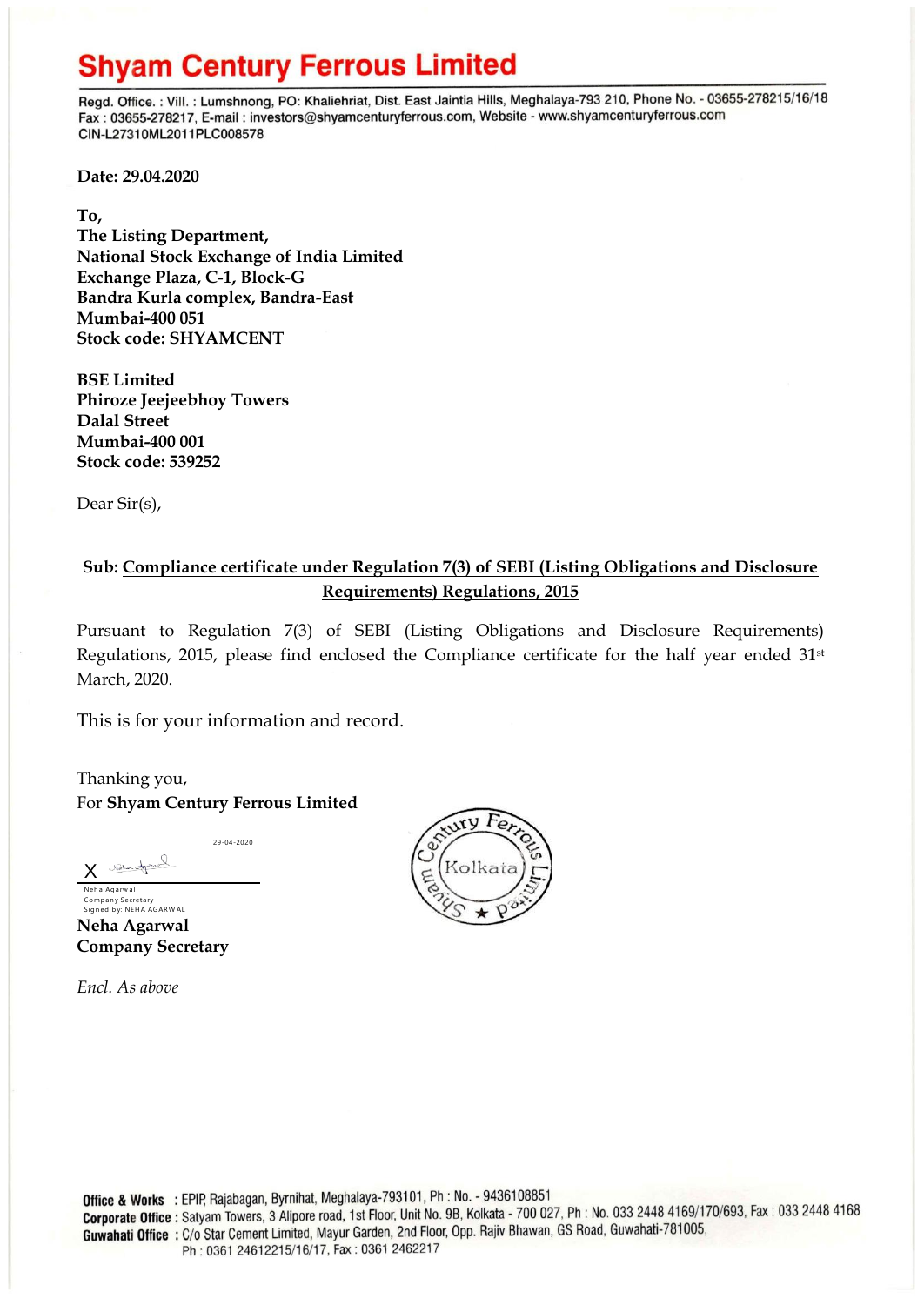# Shyam Century Ferrous Limited

Regd. Office. : Vill. : Lumshnong, PO: Khaliehriat, Dist. East Jaintia Hills, Meghalaya-793 210, Phone No. - 03655-278215/16/18
Fax : 03655-278217, E-mail : investors@shyamcenturyferrous.com, Website - www.shyamcenturyferrous.com
CIN-L27310ML2011PLC008578

**Date: 29.04.2020**

**To,**
**The Listing Department,**
**National Stock Exchange of India Limited**
**Exchange Plaza, C-1, Block-G**
**Bandra Kurla complex, Bandra-East**
**Mumbai-400 051**
**Stock code: SHYAMCENT**

**BSE Limited**
**Phiroze Jeejeebhoy Towers**
**Dalal Street**
**Mumbai-400 001**
**Stock code: 539252**

Dear Sir(s),

**Sub: Compliance certificate under Regulation 7(3) of SEBI (Listing Obligations and Disclosure Requirements) Regulations, 2015**

Pursuant to Regulation 7(3) of SEBI (Listing Obligations and Disclosure Requirements) Regulations, 2015, please find enclosed the Compliance certificate for the half year ended 31st March, 2020.

This is for your information and record.

Thanking you,
For **Shyam Century Ferrous Limited**

29-04-2020

Neha Agarwal
Company Secretary
Signed by: NEHA AGARWAL

**Neha Agarwal**
**Company Secretary**

*Encl. As above*

**Office & Works** : EPIP, Rajabagan, Byrnihat, Meghalaya-793101, Ph : No. - 9436108851
**Corporate Office** : Satyam Towers, 3 Alipore road, 1st Floor, Unit No. 9B, Kolkata - 700 027, Ph : No. 033 2448 4169/170/693, Fax : 033 2448 4168
**Guwahati Office** : C/o Star Cement Limited, Mayur Garden, 2nd Floor, Opp. Rajiv Bhawan, GS Road, Guwahati-781005, Ph : 0361 24612215/16/17, Fax : 0361 2462217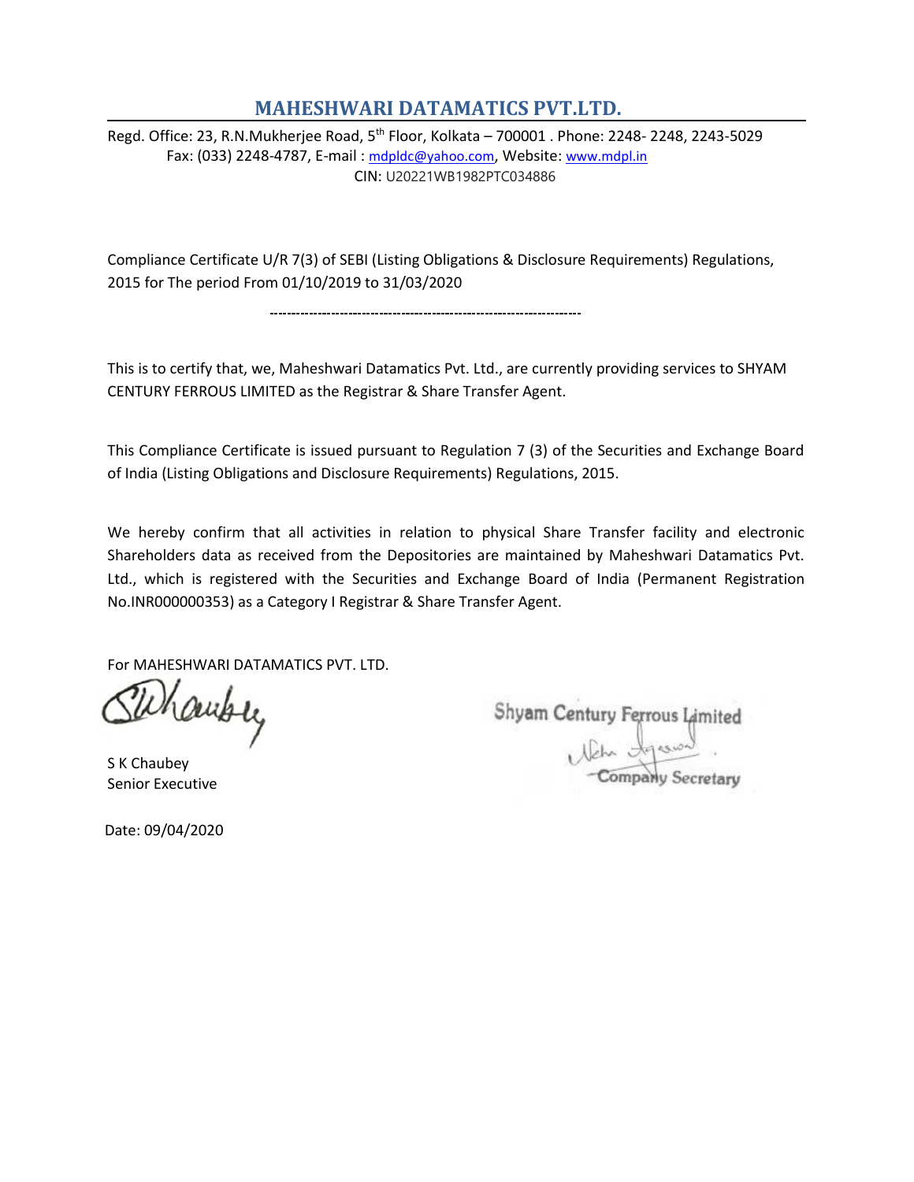# MAHESHWARI DATAMATICS PVT.LTD.

Regd. Office: 23, R.N.Mukherjee Road, 5th Floor, Kolkata – 700001 . Phone: 2248- 2248, 2243-5029
Fax: (033) 2248-4787, E-mail : mdpldc@yahoo.com, Website: www.mdpl.in
CIN: U20221WB1982PTC034886

Compliance Certificate U/R 7(3) of SEBI (Listing Obligations & Disclosure Requirements) Regulations, 2015 for The period From 01/10/2019 to 31/03/2020

---

This is to certify that, we, Maheshwari Datamatics Pvt. Ltd., are currently providing services to SHYAM CENTURY FERROUS LIMITED as the Registrar & Share Transfer Agent.

This Compliance Certificate is issued pursuant to Regulation 7 (3) of the Securities and Exchange Board of India (Listing Obligations and Disclosure Requirements) Regulations, 2015.

We hereby confirm that all activities in relation to physical Share Transfer facility and electronic Shareholders data as received from the Depositories are maintained by Maheshwari Datamatics Pvt. Ltd., which is registered with the Securities and Exchange Board of India (Permanent Registration No.INR000000353) as a Category I Registrar & Share Transfer Agent.

For MAHESHWARI DATAMATICS PVT. LTD.

S K Chaubey
Senior Executive

Shyam Century Ferrous Limited
Company Secretary

Date: 09/04/2020